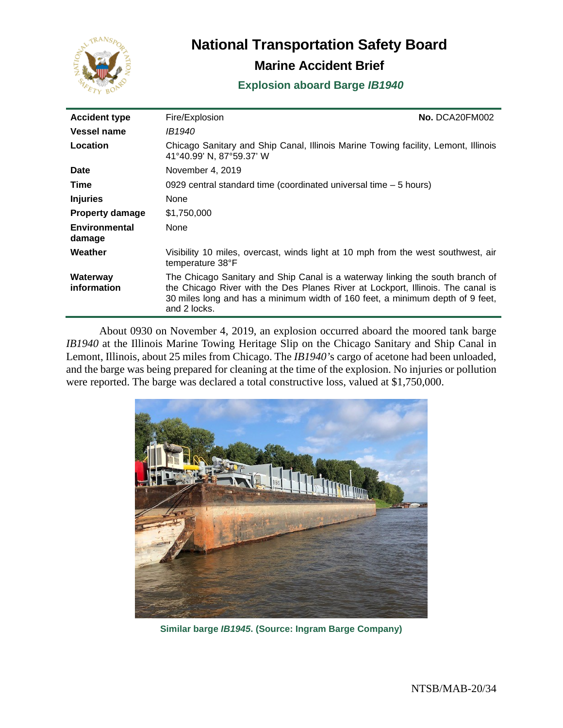# National Transportation Safety Board

## Marine Accident Brief

### Explosion aboard Barge *IB1940*

| | | |
|---|---|---|
| **Accident type** | Fire/Explosion | **No.** DCA20FM002 |
| **Vessel name** | *IB1940* | |
| **Location** | Chicago Sanitary and Ship Canal, Illinois Marine Towing facility, Lemont, Illinois 41°40.99' N, 87°59.37' W | |
| **Date** | November 4, 2019 | |
| **Time** | 0929 central standard time (coordinated universal time – 5 hours) | |
| **Injuries** | None | |
| **Property damage** | $1,750,000 | |
| **Environmental damage** | None | |
| **Weather** | Visibility 10 miles, overcast, winds light at 10 mph from the west southwest, air temperature 38°F | |
| **Waterway information** | The Chicago Sanitary and Ship Canal is a waterway linking the south branch of the Chicago River with the Des Planes River at Lockport, Illinois. The canal is 30 miles long and has a minimum width of 160 feet, a minimum depth of 9 feet, and 2 locks. | |

About 0930 on November 4, 2019, an explosion occurred aboard the moored tank barge *IB1940* at the Illinois Marine Towing Heritage Slip on the Chicago Sanitary and Ship Canal in Lemont, Illinois, about 25 miles from Chicago. The *IB1940*'s cargo of acetone had been unloaded, and the barge was being prepared for cleaning at the time of the explosion. No injuries or pollution were reported. The barge was declared a total constructive loss, valued at $1,750,000.

Similar barge *IB1945*. (Source: Ingram Barge Company)

NTSB/MAB-20/34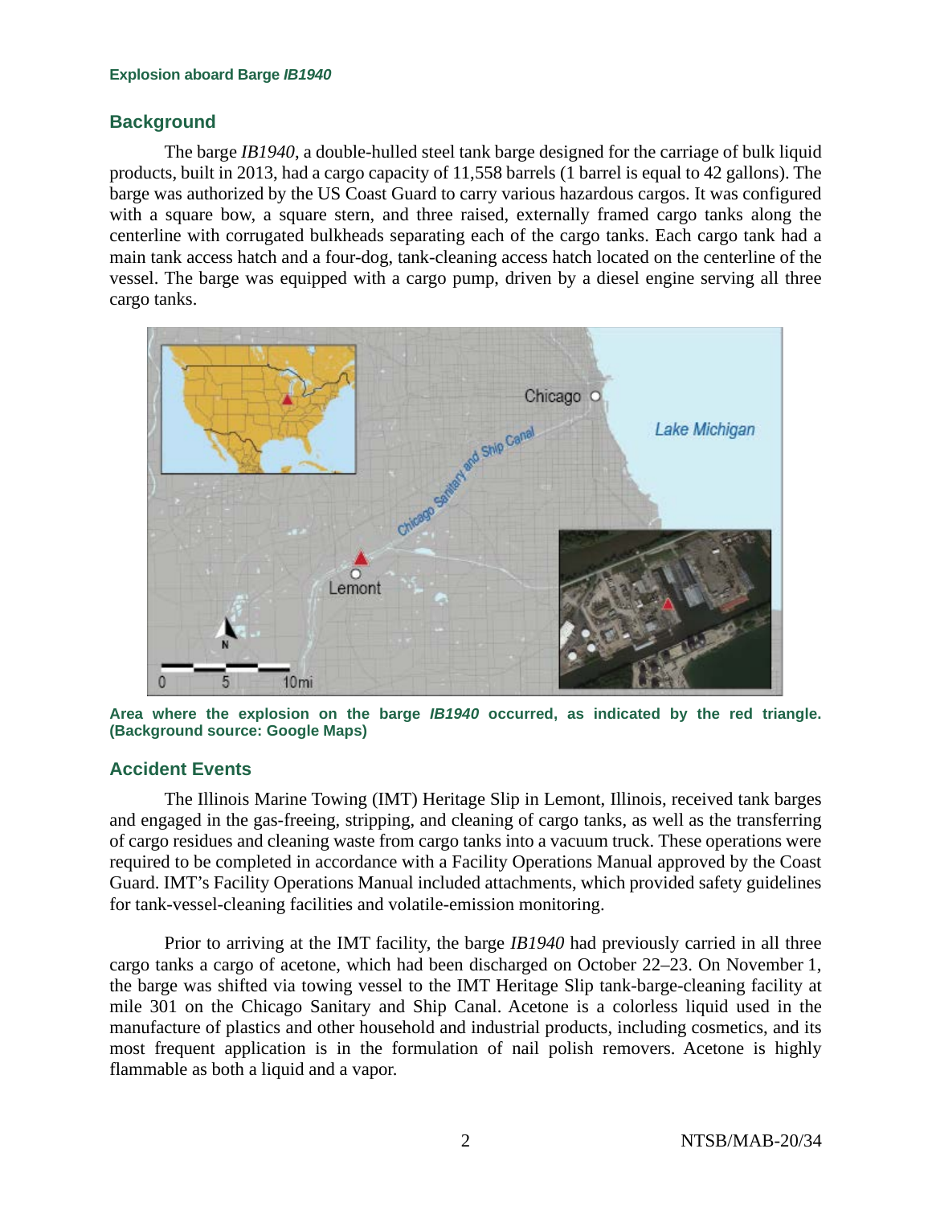## Background

The barge *IB1940*, a double-hulled steel tank barge designed for the carriage of bulk liquid products, built in 2013, had a cargo capacity of 11,558 barrels (1 barrel is equal to 42 gallons). The barge was authorized by the US Coast Guard to carry various hazardous cargos. It was configured with a square bow, a square stern, and three raised, externally framed cargo tanks along the centerline with corrugated bulkheads separating each of the cargo tanks. Each cargo tank had a main tank access hatch and a four-dog, tank-cleaning access hatch located on the centerline of the vessel. The barge was equipped with a cargo pump, driven by a diesel engine serving all three cargo tanks.

**Area where the explosion on the barge *IB1940* occurred, as indicated by the red triangle. (Background source: Google Maps)**

## Accident Events

The Illinois Marine Towing (IMT) Heritage Slip in Lemont, Illinois, received tank barges and engaged in the gas-freeing, stripping, and cleaning of cargo tanks, as well as the transferring of cargo residues and cleaning waste from cargo tanks into a vacuum truck. These operations were required to be completed in accordance with a Facility Operations Manual approved by the Coast Guard. IMT's Facility Operations Manual included attachments, which provided safety guidelines for tank-vessel-cleaning facilities and volatile-emission monitoring.

Prior to arriving at the IMT facility, the barge *IB1940* had previously carried in all three cargo tanks a cargo of acetone, which had been discharged on October 22–23. On November 1, the barge was shifted via towing vessel to the IMT Heritage Slip tank-barge-cleaning facility at mile 301 on the Chicago Sanitary and Ship Canal. Acetone is a colorless liquid used in the manufacture of plastics and other household and industrial products, including cosmetics, and its most frequent application is in the formulation of nail polish removers. Acetone is highly flammable as both a liquid and a vapor.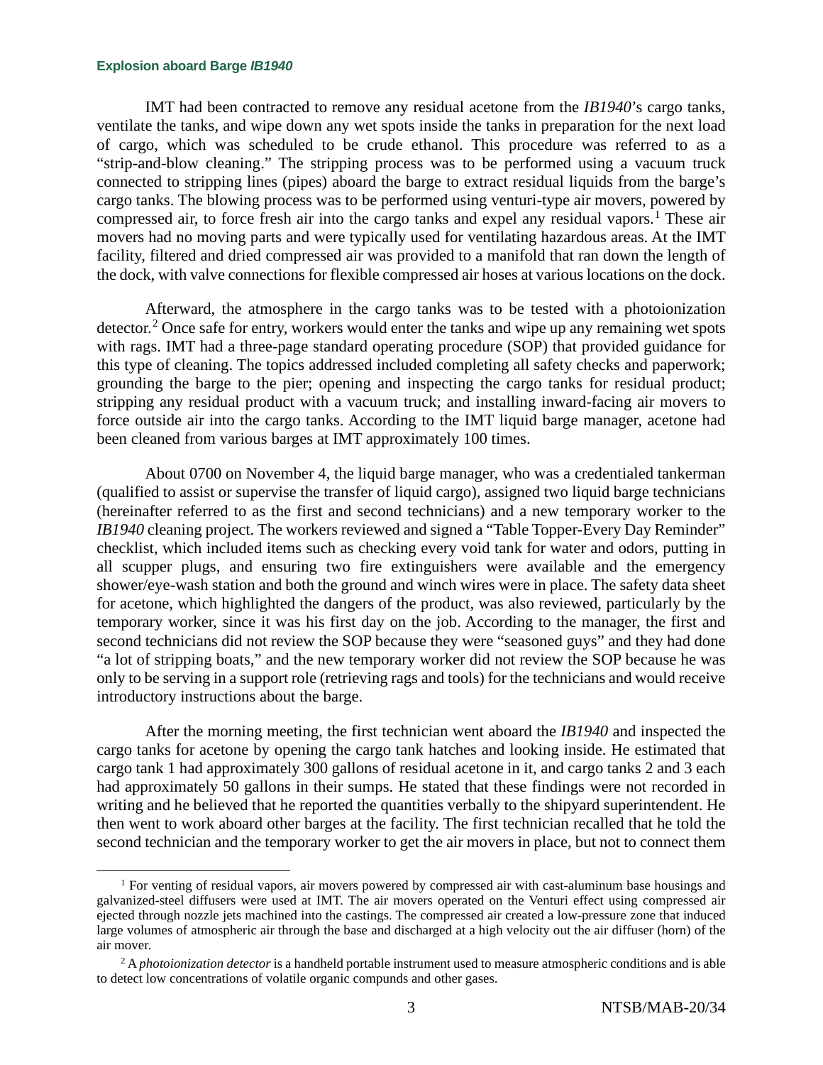IMT had been contracted to remove any residual acetone from the *IB1940*'s cargo tanks, ventilate the tanks, and wipe down any wet spots inside the tanks in preparation for the next load of cargo, which was scheduled to be crude ethanol. This procedure was referred to as a "strip-and-blow cleaning." The stripping process was to be performed using a vacuum truck connected to stripping lines (pipes) aboard the barge to extract residual liquids from the barge's cargo tanks. The blowing process was to be performed using venturi-type air movers, powered by compressed air, to force fresh air into the cargo tanks and expel any residual vapors.[1] These air movers had no moving parts and were typically used for ventilating hazardous areas. At the IMT facility, filtered and dried compressed air was provided to a manifold that ran down the length of the dock, with valve connections for flexible compressed air hoses at various locations on the dock.

Afterward, the atmosphere in the cargo tanks was to be tested with a photoionization detector.[2] Once safe for entry, workers would enter the tanks and wipe up any remaining wet spots with rags. IMT had a three-page standard operating procedure (SOP) that provided guidance for this type of cleaning. The topics addressed included completing all safety checks and paperwork; grounding the barge to the pier; opening and inspecting the cargo tanks for residual product; stripping any residual product with a vacuum truck; and installing inward-facing air movers to force outside air into the cargo tanks. According to the IMT liquid barge manager, acetone had been cleaned from various barges at IMT approximately 100 times.

About 0700 on November 4, the liquid barge manager, who was a credentialed tankerman (qualified to assist or supervise the transfer of liquid cargo), assigned two liquid barge technicians (hereinafter referred to as the first and second technicians) and a new temporary worker to the *IB1940* cleaning project. The workers reviewed and signed a "Table Topper-Every Day Reminder" checklist, which included items such as checking every void tank for water and odors, putting in all scupper plugs, and ensuring two fire extinguishers were available and the emergency shower/eye-wash station and both the ground and winch wires were in place. The safety data sheet for acetone, which highlighted the dangers of the product, was also reviewed, particularly by the temporary worker, since it was his first day on the job. According to the manager, the first and second technicians did not review the SOP because they were "seasoned guys" and they had done "a lot of stripping boats," and the new temporary worker did not review the SOP because he was only to be serving in a support role (retrieving rags and tools) for the technicians and would receive introductory instructions about the barge.

After the morning meeting, the first technician went aboard the *IB1940* and inspected the cargo tanks for acetone by opening the cargo tank hatches and looking inside. He estimated that cargo tank 1 had approximately 300 gallons of residual acetone in it, and cargo tanks 2 and 3 each had approximately 50 gallons in their sumps. He stated that these findings were not recorded in writing and he believed that he reported the quantities verbally to the shipyard superintendent. He then went to work aboard other barges at the facility. The first technician recalled that he told the second technician and the temporary worker to get the air movers in place, but not to connect them

---

[1] For venting of residual vapors, air movers powered by compressed air with cast-aluminum base housings and galvanized-steel diffusers were used at IMT. The air movers operated on the Venturi effect using compressed air ejected through nozzle jets machined into the castings. The compressed air created a low-pressure zone that induced large volumes of atmospheric air through the base and discharged at a high velocity out the air diffuser (horn) of the air mover.

[2] A *photoionization detector* is a handheld portable instrument used to measure atmospheric conditions and is able to detect low concentrations of volatile organic compunds and other gases.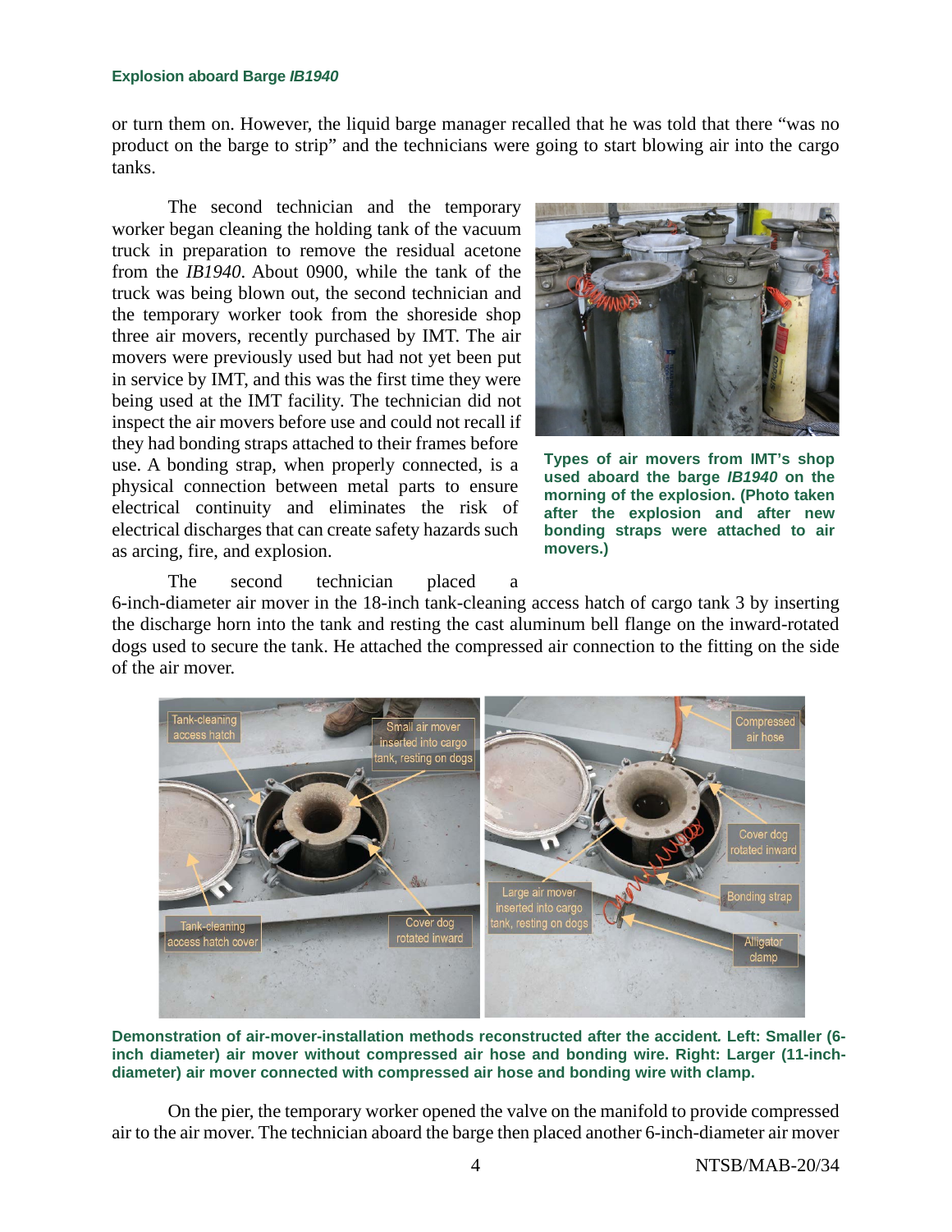or turn them on. However, the liquid barge manager recalled that he was told that there "was no product on the barge to strip" and the technicians were going to start blowing air into the cargo tanks.

The second technician and the temporary worker began cleaning the holding tank of the vacuum truck in preparation to remove the residual acetone from the *IB1940*. About 0900, while the tank of the truck was being blown out, the second technician and the temporary worker took from the shoreside shop three air movers, recently purchased by IMT. The air movers were previously used but had not yet been put in service by IMT, and this was the first time they were being used at the IMT facility. The technician did not inspect the air movers before use and could not recall if they had bonding straps attached to their frames before use. A bonding strap, when properly connected, is a physical connection between metal parts to ensure electrical continuity and eliminates the risk of electrical discharges that can create safety hazards such as arcing, fire, and explosion.

**Types of air movers from IMT's shop used aboard the barge *IB1940* on the morning of the explosion. (Photo taken after the explosion and after new bonding straps were attached to air movers.)**

The second technician placed a 6-inch-diameter air mover in the 18-inch tank-cleaning access hatch of cargo tank 3 by inserting the discharge horn into the tank and resting the cast aluminum bell flange on the inward-rotated dogs used to secure the tank. He attached the compressed air connection to the fitting on the side of the air mover.

**Demonstration of air-mover-installation methods reconstructed after the accident. Left: Smaller (6-inch diameter) air mover without compressed air hose and bonding wire. Right: Larger (11-inch-diameter) air mover connected with compressed air hose and bonding wire with clamp.**

On the pier, the temporary worker opened the valve on the manifold to provide compressed air to the air mover. The technician aboard the barge then placed another 6-inch-diameter air mover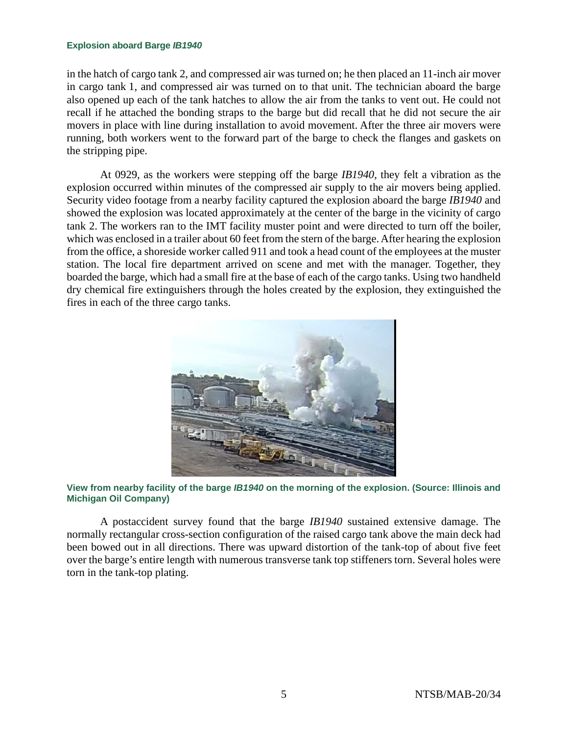in the hatch of cargo tank 2, and compressed air was turned on; he then placed an 11-inch air mover in cargo tank 1, and compressed air was turned on to that unit. The technician aboard the barge also opened up each of the tank hatches to allow the air from the tanks to vent out. He could not recall if he attached the bonding straps to the barge but did recall that he did not secure the air movers in place with line during installation to avoid movement. After the three air movers were running, both workers went to the forward part of the barge to check the flanges and gaskets on the stripping pipe.

At 0929, as the workers were stepping off the barge *IB1940*, they felt a vibration as the explosion occurred within minutes of the compressed air supply to the air movers being applied. Security video footage from a nearby facility captured the explosion aboard the barge *IB1940* and showed the explosion was located approximately at the center of the barge in the vicinity of cargo tank 2. The workers ran to the IMT facility muster point and were directed to turn off the boiler, which was enclosed in a trailer about 60 feet from the stern of the barge. After hearing the explosion from the office, a shoreside worker called 911 and took a head count of the employees at the muster station. The local fire department arrived on scene and met with the manager. Together, they boarded the barge, which had a small fire at the base of each of the cargo tanks. Using two handheld dry chemical fire extinguishers through the holes created by the explosion, they extinguished the fires in each of the three cargo tanks.

**View from nearby facility of the barge *IB1940* on the morning of the explosion. (Source: Illinois and Michigan Oil Company)**

A postaccident survey found that the barge *IB1940* sustained extensive damage. The normally rectangular cross-section configuration of the raised cargo tank above the main deck had been bowed out in all directions. There was upward distortion of the tank-top of about five feet over the barge's entire length with numerous transverse tank top stiffeners torn. Several holes were torn in the tank-top plating.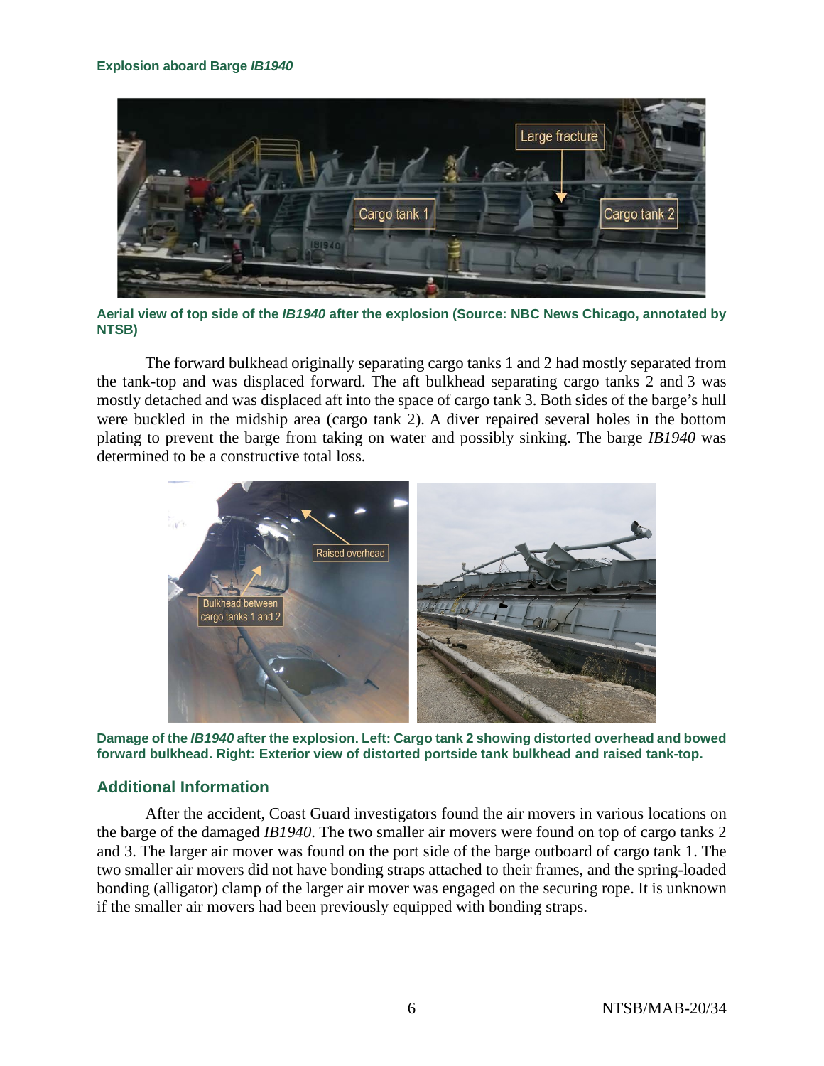Aerial view of top side of the *IB1940* after the explosion (Source: NBC News Chicago, annotated by NTSB)

The forward bulkhead originally separating cargo tanks 1 and 2 had mostly separated from the tank-top and was displaced forward. The aft bulkhead separating cargo tanks 2 and 3 was mostly detached and was displaced aft into the space of cargo tank 3. Both sides of the barge's hull were buckled in the midship area (cargo tank 2). A diver repaired several holes in the bottom plating to prevent the barge from taking on water and possibly sinking. The barge *IB1940* was determined to be a constructive total loss.

Damage of the *IB1940* after the explosion. Left: Cargo tank 2 showing distorted overhead and bowed forward bulkhead. Right: Exterior view of distorted portside tank bulkhead and raised tank-top.

## Additional Information

After the accident, Coast Guard investigators found the air movers in various locations on the barge of the damaged *IB1940*. The two smaller air movers were found on top of cargo tanks 2 and 3. The larger air mover was found on the port side of the barge outboard of cargo tank 1. The two smaller air movers did not have bonding straps attached to their frames, and the spring-loaded bonding (alligator) clamp of the larger air mover was engaged on the securing rope. It is unknown if the smaller air movers had been previously equipped with bonding straps.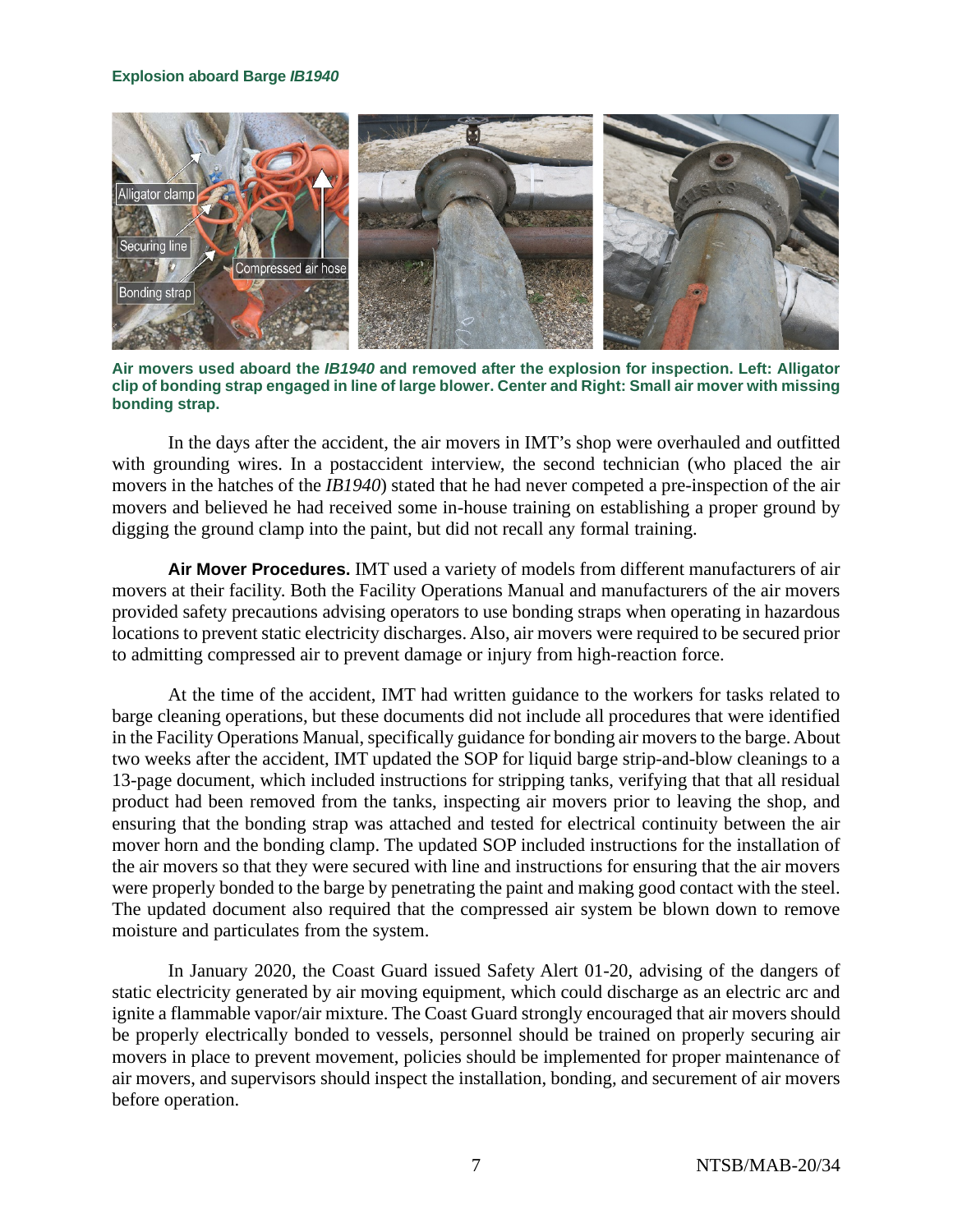Air movers used aboard the *IB1940* and removed after the explosion for inspection. Left: Alligator clip of bonding strap engaged in line of large blower. Center and Right: Small air mover with missing bonding strap.

In the days after the accident, the air movers in IMT's shop were overhauled and outfitted with grounding wires. In a postaccident interview, the second technician (who placed the air movers in the hatches of the *IB1940*) stated that he had never competed a pre-inspection of the air movers and believed he had received some in-house training on establishing a proper ground by digging the ground clamp into the paint, but did not recall any formal training.

**Air Mover Procedures.** IMT used a variety of models from different manufacturers of air movers at their facility. Both the Facility Operations Manual and manufacturers of the air movers provided safety precautions advising operators to use bonding straps when operating in hazardous locations to prevent static electricity discharges. Also, air movers were required to be secured prior to admitting compressed air to prevent damage or injury from high-reaction force.

At the time of the accident, IMT had written guidance to the workers for tasks related to barge cleaning operations, but these documents did not include all procedures that were identified in the Facility Operations Manual, specifically guidance for bonding air movers to the barge. About two weeks after the accident, IMT updated the SOP for liquid barge strip-and-blow cleanings to a 13-page document, which included instructions for stripping tanks, verifying that that all residual product had been removed from the tanks, inspecting air movers prior to leaving the shop, and ensuring that the bonding strap was attached and tested for electrical continuity between the air mover horn and the bonding clamp. The updated SOP included instructions for the installation of the air movers so that they were secured with line and instructions for ensuring that the air movers were properly bonded to the barge by penetrating the paint and making good contact with the steel. The updated document also required that the compressed air system be blown down to remove moisture and particulates from the system.

In January 2020, the Coast Guard issued Safety Alert 01-20, advising of the dangers of static electricity generated by air moving equipment, which could discharge as an electric arc and ignite a flammable vapor/air mixture. The Coast Guard strongly encouraged that air movers should be properly electrically bonded to vessels, personnel should be trained on properly securing air movers in place to prevent movement, policies should be implemented for proper maintenance of air movers, and supervisors should inspect the installation, bonding, and securement of air movers before operation.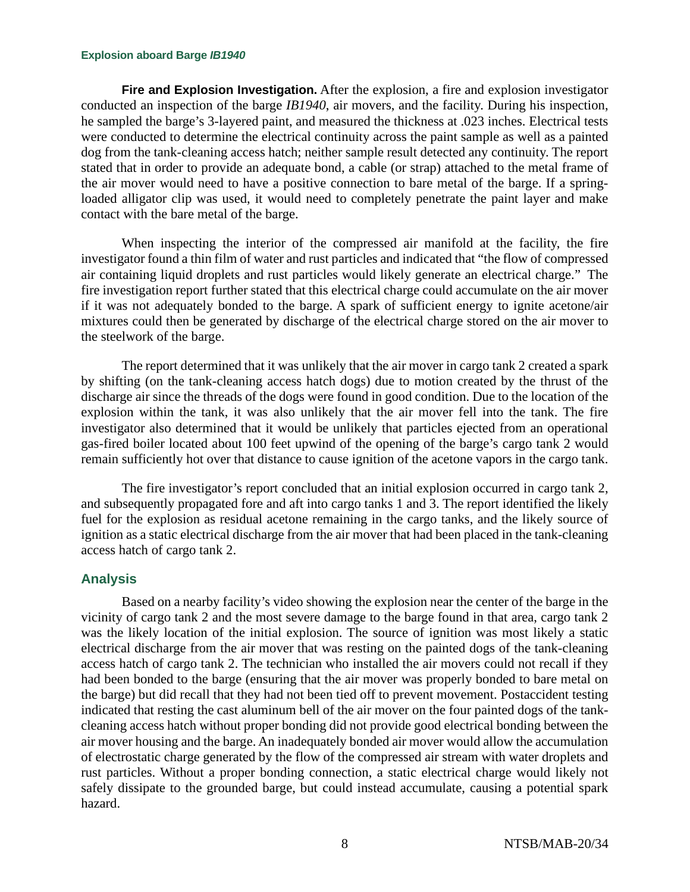**Fire and Explosion Investigation.** After the explosion, a fire and explosion investigator conducted an inspection of the barge *IB1940*, air movers, and the facility. During his inspection, he sampled the barge's 3-layered paint, and measured the thickness at .023 inches. Electrical tests were conducted to determine the electrical continuity across the paint sample as well as a painted dog from the tank-cleaning access hatch; neither sample result detected any continuity. The report stated that in order to provide an adequate bond, a cable (or strap) attached to the metal frame of the air mover would need to have a positive connection to bare metal of the barge. If a spring-loaded alligator clip was used, it would need to completely penetrate the paint layer and make contact with the bare metal of the barge.

When inspecting the interior of the compressed air manifold at the facility, the fire investigator found a thin film of water and rust particles and indicated that "the flow of compressed air containing liquid droplets and rust particles would likely generate an electrical charge." The fire investigation report further stated that this electrical charge could accumulate on the air mover if it was not adequately bonded to the barge. A spark of sufficient energy to ignite acetone/air mixtures could then be generated by discharge of the electrical charge stored on the air mover to the steelwork of the barge.

The report determined that it was unlikely that the air mover in cargo tank 2 created a spark by shifting (on the tank-cleaning access hatch dogs) due to motion created by the thrust of the discharge air since the threads of the dogs were found in good condition. Due to the location of the explosion within the tank, it was also unlikely that the air mover fell into the tank. The fire investigator also determined that it would be unlikely that particles ejected from an operational gas-fired boiler located about 100 feet upwind of the opening of the barge's cargo tank 2 would remain sufficiently hot over that distance to cause ignition of the acetone vapors in the cargo tank.

The fire investigator's report concluded that an initial explosion occurred in cargo tank 2, and subsequently propagated fore and aft into cargo tanks 1 and 3. The report identified the likely fuel for the explosion as residual acetone remaining in the cargo tanks, and the likely source of ignition as a static electrical discharge from the air mover that had been placed in the tank-cleaning access hatch of cargo tank 2.

## Analysis

Based on a nearby facility's video showing the explosion near the center of the barge in the vicinity of cargo tank 2 and the most severe damage to the barge found in that area, cargo tank 2 was the likely location of the initial explosion. The source of ignition was most likely a static electrical discharge from the air mover that was resting on the painted dogs of the tank-cleaning access hatch of cargo tank 2. The technician who installed the air movers could not recall if they had been bonded to the barge (ensuring that the air mover was properly bonded to bare metal on the barge) but did recall that they had not been tied off to prevent movement. Postaccident testing indicated that resting the cast aluminum bell of the air mover on the four painted dogs of the tank-cleaning access hatch without proper bonding did not provide good electrical bonding between the air mover housing and the barge. An inadequately bonded air mover would allow the accumulation of electrostatic charge generated by the flow of the compressed air stream with water droplets and rust particles. Without a proper bonding connection, a static electrical charge would likely not safely dissipate to the grounded barge, but could instead accumulate, causing a potential spark hazard.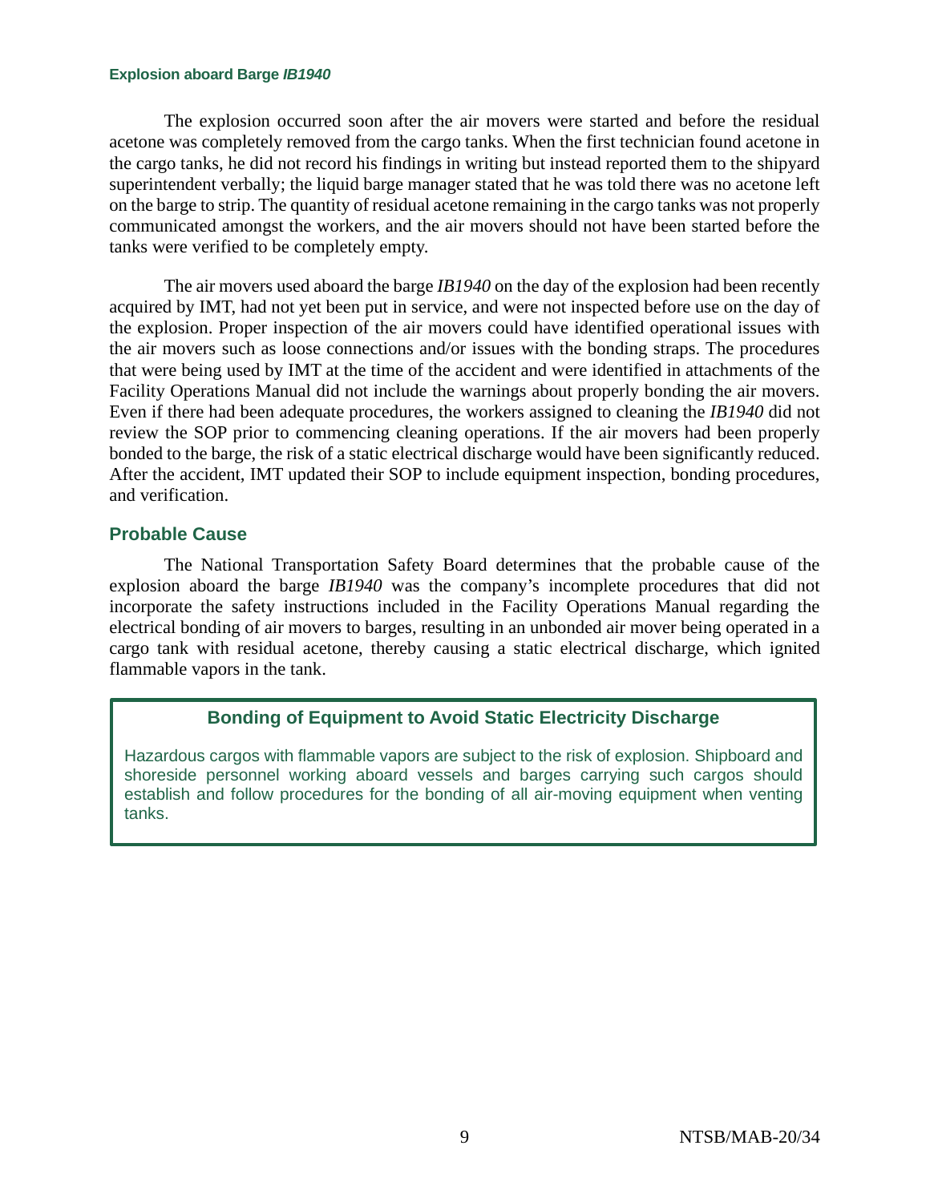The explosion occurred soon after the air movers were started and before the residual acetone was completely removed from the cargo tanks. When the first technician found acetone in the cargo tanks, he did not record his findings in writing but instead reported them to the shipyard superintendent verbally; the liquid barge manager stated that he was told there was no acetone left on the barge to strip. The quantity of residual acetone remaining in the cargo tanks was not properly communicated amongst the workers, and the air movers should not have been started before the tanks were verified to be completely empty.

The air movers used aboard the barge *IB1940* on the day of the explosion had been recently acquired by IMT, had not yet been put in service, and were not inspected before use on the day of the explosion. Proper inspection of the air movers could have identified operational issues with the air movers such as loose connections and/or issues with the bonding straps. The procedures that were being used by IMT at the time of the accident and were identified in attachments of the Facility Operations Manual did not include the warnings about properly bonding the air movers. Even if there had been adequate procedures, the workers assigned to cleaning the *IB1940* did not review the SOP prior to commencing cleaning operations. If the air movers had been properly bonded to the barge, the risk of a static electrical discharge would have been significantly reduced. After the accident, IMT updated their SOP to include equipment inspection, bonding procedures, and verification.

## Probable Cause

The National Transportation Safety Board determines that the probable cause of the explosion aboard the barge *IB1940* was the company's incomplete procedures that did not incorporate the safety instructions included in the Facility Operations Manual regarding the electrical bonding of air movers to barges, resulting in an unbonded air mover being operated in a cargo tank with residual acetone, thereby causing a static electrical discharge, which ignited flammable vapors in the tank.

### Bonding of Equipment to Avoid Static Electricity Discharge

Hazardous cargos with flammable vapors are subject to the risk of explosion. Shipboard and shoreside personnel working aboard vessels and barges carrying such cargos should establish and follow procedures for the bonding of all air-moving equipment when venting tanks.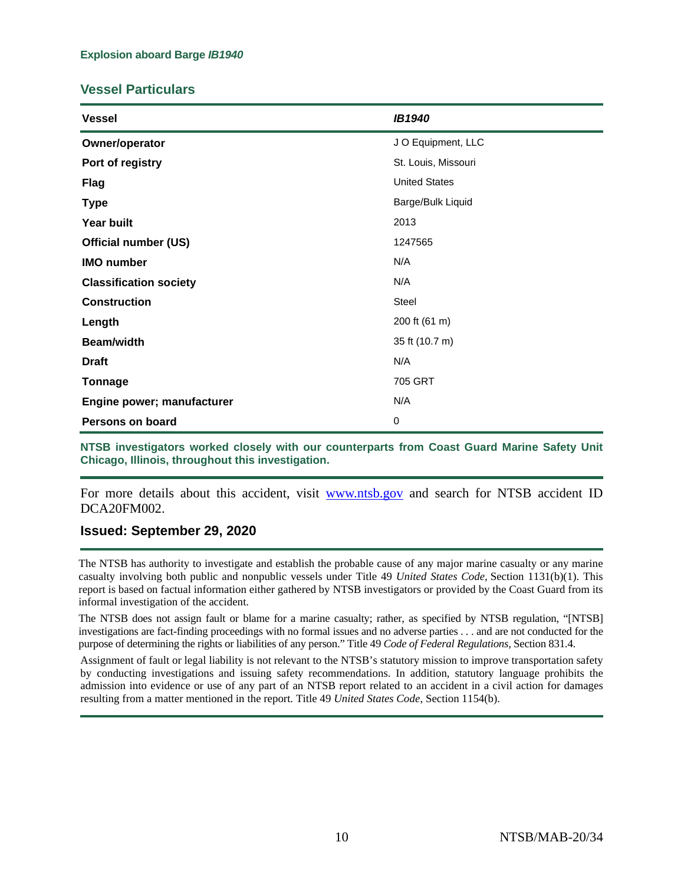## Vessel Particulars

| Vessel | *IB1940* |
|---|---|
| **Owner/operator** | J O Equipment, LLC |
| **Port of registry** | St. Louis, Missouri |
| **Flag** | United States |
| **Type** | Barge/Bulk Liquid |
| **Year built** | 2013 |
| **Official number (US)** | 1247565 |
| **IMO number** | N/A |
| **Classification society** | N/A |
| **Construction** | Steel |
| **Length** | 200 ft (61 m) |
| **Beam/width** | 35 ft (10.7 m) |
| **Draft** | N/A |
| **Tonnage** | 705 GRT |
| **Engine power; manufacturer** | N/A |
| **Persons on board** | 0 |

**NTSB investigators worked closely with our counterparts from Coast Guard Marine Safety Unit Chicago, Illinois, throughout this investigation.**

For more details about this accident, visit www.ntsb.gov and search for NTSB accident ID DCA20FM002.

### Issued: September 29, 2020

The NTSB has authority to investigate and establish the probable cause of any major marine casualty or any marine casualty involving both public and nonpublic vessels under Title 49 *United States Code*, Section 1131(b)(1). This report is based on factual information either gathered by NTSB investigators or provided by the Coast Guard from its informal investigation of the accident.

The NTSB does not assign fault or blame for a marine casualty; rather, as specified by NTSB regulation, "[NTSB] investigations are fact-finding proceedings with no formal issues and no adverse parties . . . and are not conducted for the purpose of determining the rights or liabilities of any person." Title 49 *Code of Federal Regulations*, Section 831.4.

Assignment of fault or legal liability is not relevant to the NTSB's statutory mission to improve transportation safety by conducting investigations and issuing safety recommendations. In addition, statutory language prohibits the admission into evidence or use of any part of an NTSB report related to an accident in a civil action for damages resulting from a matter mentioned in the report. Title 49 *United States Code*, Section 1154(b).